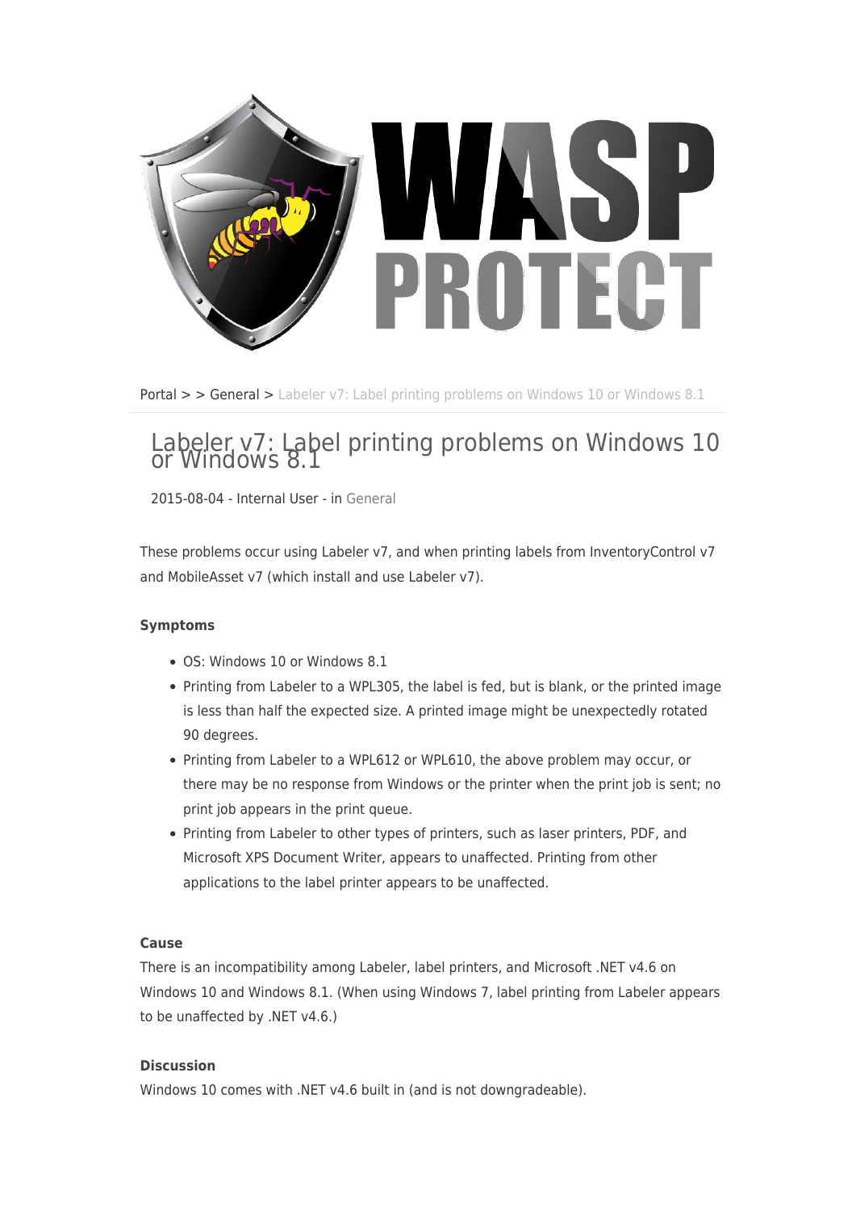Portal > > General > Labeler v7: Label printing problems on Windows 10 or Windows 8.1

# Labeler v7: Label printing problems on Windows 10 or Windows 8.1

2015-08-04 - Internal User - in General

These problems occur using Labeler v7, and when printing labels from InventoryControl v7 and MobileAsset v7 (which install and use Labeler v7).

**Symptoms**

- OS: Windows 10 or Windows 8.1
- Printing from Labeler to a WPL305, the label is fed, but is blank, or the printed image is less than half the expected size. A printed image might be unexpectedly rotated 90 degrees.
- Printing from Labeler to a WPL612 or WPL610, the above problem may occur, or there may be no response from Windows or the printer when the print job is sent; no print job appears in the print queue.
- Printing from Labeler to other types of printers, such as laser printers, PDF, and Microsoft XPS Document Writer, appears to unaffected. Printing from other applications to the label printer appears to be unaffected.

**Cause**

There is an incompatibility among Labeler, label printers, and Microsoft .NET v4.6 on Windows 10 and Windows 8.1. (When using Windows 7, label printing from Labeler appears to be unaffected by .NET v4.6.)

**Discussion**

Windows 10 comes with .NET v4.6 built in (and is not downgradeable).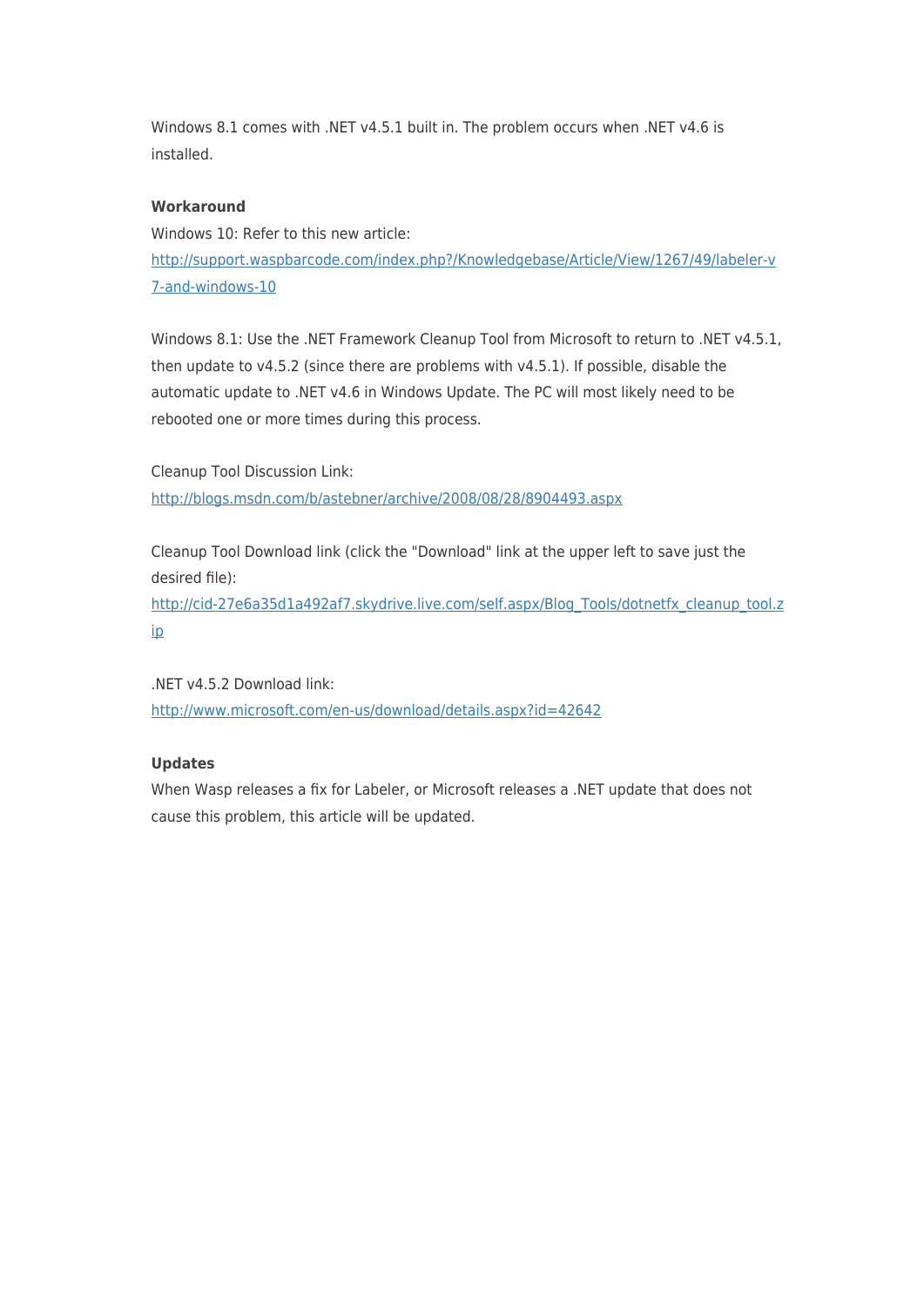Windows 8.1 comes with .NET v4.5.1 built in. The problem occurs when .NET v4.6 is installed.

**Workaround**

Windows 10: Refer to this new article:
http://support.waspbarcode.com/index.php?/Knowledgebase/Article/View/1267/49/labeler-v7-and-windows-10

Windows 8.1: Use the .NET Framework Cleanup Tool from Microsoft to return to .NET v4.5.1, then update to v4.5.2 (since there are problems with v4.5.1). If possible, disable the automatic update to .NET v4.6 in Windows Update. The PC will most likely need to be rebooted one or more times during this process.

Cleanup Tool Discussion Link:
http://blogs.msdn.com/b/astebner/archive/2008/08/28/8904493.aspx

Cleanup Tool Download link (click the "Download" link at the upper left to save just the desired file):
http://cid-27e6a35d1a492af7.skydrive.live.com/self.aspx/Blog_Tools/dotnetfx_cleanup_tool.zip

.NET v4.5.2 Download link:
http://www.microsoft.com/en-us/download/details.aspx?id=42642

**Updates**

When Wasp releases a fix for Labeler, or Microsoft releases a .NET update that does not cause this problem, this article will be updated.